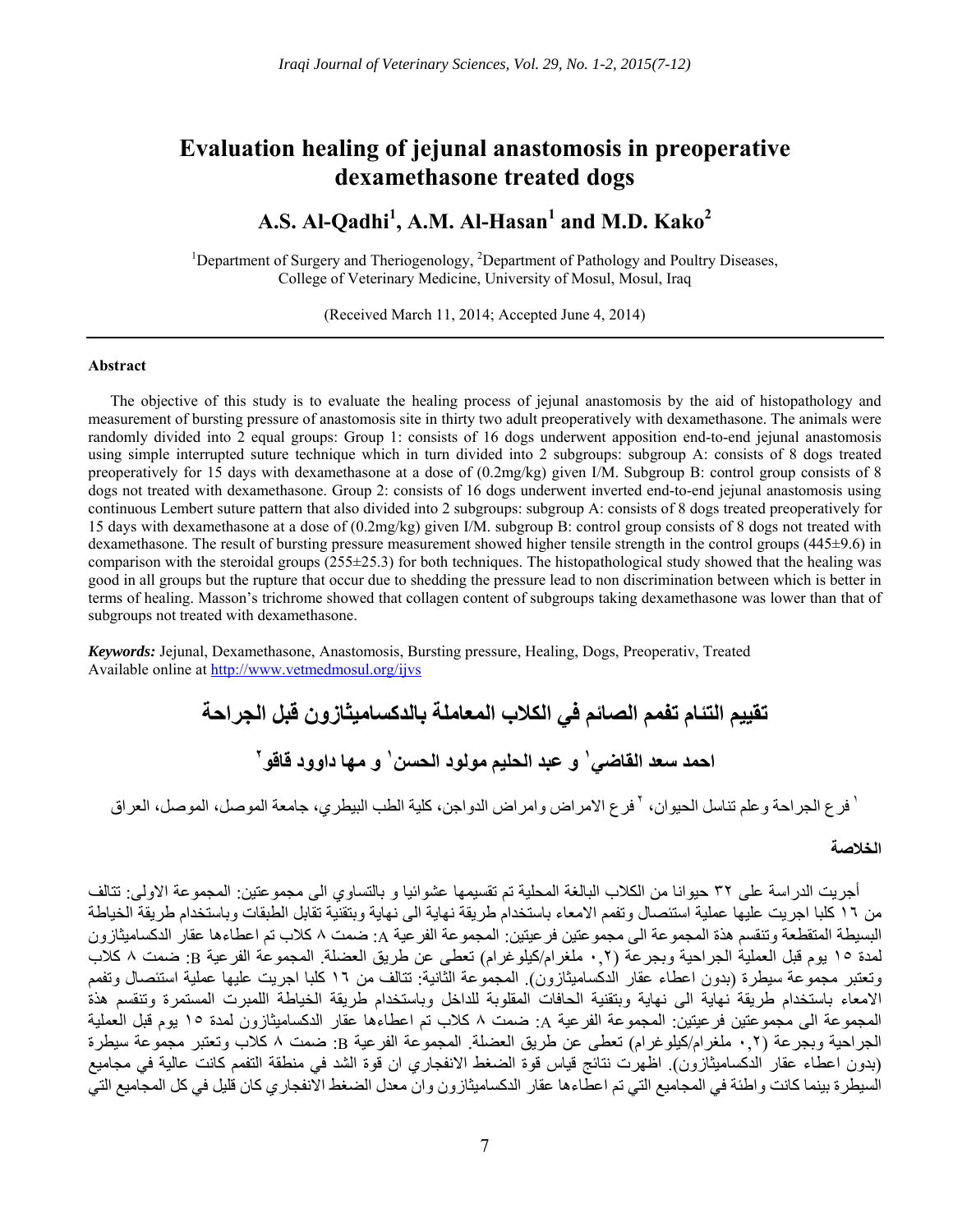# Evaluation healing of jejunal anastomosis in preoperative dexamethasone treated dogs

## A.S. Al-Qadhi[1], A.M. Al-Hasan[1] and M.D. Kako[2]

[1]Department of Surgery and Theriogenology, [2]Department of Pathology and Poultry Diseases, College of Veterinary Medicine, University of Mosul, Mosul, Iraq

(Received March 11, 2014; Accepted June 4, 2014)

### Abstract

The objective of this study is to evaluate the healing process of jejunal anastomosis by the aid of histopathology and measurement of bursting pressure of anastomosis site in thirty two adult preoperatively with dexamethasone. The animals were randomly divided into 2 equal groups: Group 1: consists of 16 dogs underwent apposition end-to-end jejunal anastomosis using simple interrupted suture technique which in turn divided into 2 subgroups: subgroup A: consists of 8 dogs treated preoperatively for 15 days with dexamethasone at a dose of (0.2mg/kg) given I/M. Subgroup B: control group consists of 8 dogs not treated with dexamethasone. Group 2: consists of 16 dogs underwent inverted end-to-end jejunal anastomosis using continuous Lembert suture pattern that also divided into 2 subgroups: subgroup A: consists of 8 dogs treated preoperatively for 15 days with dexamethasone at a dose of (0.2mg/kg) given I/M. subgroup B: control group consists of 8 dogs not treated with dexamethasone. The result of bursting pressure measurement showed higher tensile strength in the control groups (445±9.6) in comparison with the steroidal groups (255±25.3) for both techniques. The histopathological study showed that the healing was good in all groups but the rupture that occur due to shedding the pressure lead to non discrimination between which is better in terms of healing. Masson's trichrome showed that collagen content of subgroups taking dexamethasone was lower than that of subgroups not treated with dexamethasone.

***Keywords:*** Jejunal, Dexamethasone, Anastomosis, Bursting pressure, Healing, Dogs, Preoperativ, Treated
Available online at http://www.vetmedmosul.org/ijvs

# تقييم التئام تفمم الصائم في الكلاب المعاملة بالدكساميثازون قبل الجراحة

## احمد سعد القاضي[1] و عبد الحليم مولود الحسن[1] و مها داوود قاقو[2]

[1] فرع الجراحة وعلم تناسل الحيوان، [2] فرع الامراض وامراض الدواجن، كلية الطب البيطري، جامعة الموصل، الموصل، العراق

### الخلاصة

أجريت الدراسة على ٣٢ حيوانا من الكلاب البالغة المحلية تم تقسيمها عشوائيا و بالتساوي الى مجموعتين: المجموعة الاولى: تتالف من ١٦ كلبا اجريت عليها عملية استئصال وتفمم الامعاء باستخدام طريقة نهاية الى نهاية وبتقنية تقابل الطبقات وباستخدام طريقة الخياطة البسيطة المتقطعة وتنقسم هذة المجموعة الى مجموعتين فرعيتين: المجموعة الفرعية A: ضمت ٨ كلاب تم اعطاءها عقار الدكساميثازون لمدة ١٥ يوم قبل العملية الجراحية وبجرعة (٠,٢ ملغرام/كيلوغرام) تعطى عن طريق العضلة. المجموعة الفرعية B: ضمت ٨ كلاب وتعتبر مجموعة سيطرة (بدون اعطاء عقار الدكساميثازون). المجموعة الثانية: تتالف من ١٦ كلبا اجريت عليها عملية استئصال وتفمم الامعاء باستخدام طريقة نهاية الى نهاية وبتقنية الحافات المقلوبة للداخل وباستخدام طريقة الخياطة اللمبرت المستمرة وتنقسم هذة المجموعة الى مجموعتين فرعيتين: المجموعة الفرعية A: ضمت ٨ كلاب تم اعطاءها عقار الدكساميثازون لمدة ١٥ يوم قبل العملية الجراحية وبجرعة (٠,٢ ملغرام/كيلوغرام) تعطى عن طريق العضلة. المجموعة الفرعية B: ضمت ٨ كلاب وتعتبر مجموعة سيطرة (بدون اعطاء عقار الدكساميثازون). اظهرت نتائج قياس قوة الضغط الانفجاري ان قوة الشد في منطقة التفمم كانت عالية في مجاميع السيطرة بينما كانت واطئة في المجاميع التي تم اعطاءها عقار الدكساميثازون وان معدل الضغط الانفجاري كان قليل في كل المجاميع التي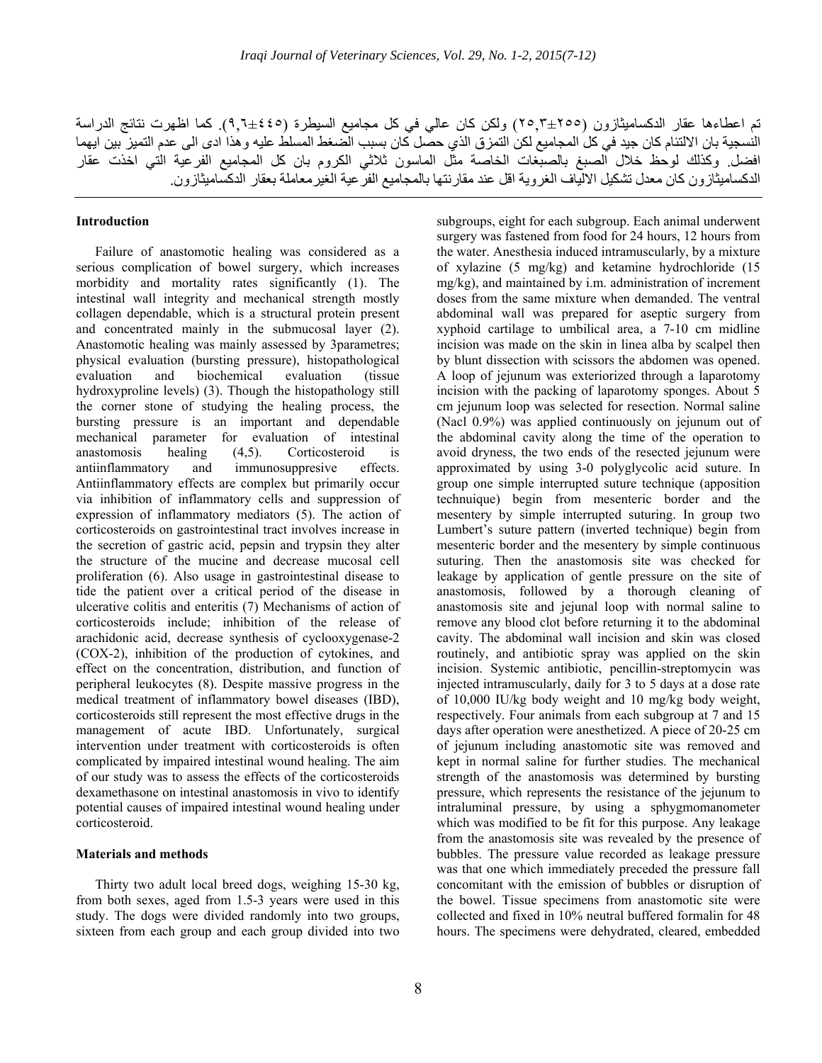تم اعطاءها عقار الدكساميثازون (٢٥٥±٢٥,٣) ولكن كان عالي في كل مجاميع السيطرة (٤٤٥±٩,٦). كما اظهرت نتائج الدراسة النسجية بان الالتئام كان جيد في كل المجاميع لكن التمزق الذي حصل كان بسبب الضغط المسلط عليه وهذا ادى الى عدم التميز بين ايهما افضل. وكذلك لوحظ خلال الصبغ بالصبغات الخاصة مثل الماسون ثلاثي الكروم بان كل المجاميع الفرعية التي اخذت عقار الدكساميثازون كان معدل تشكيل الالياف الغروية اقل عند مقارنتها بالمجاميع الفرعية الغيرمعاملة بعقار الدكساميثازون.

## Introduction

Failure of anastomotic healing was considered as a serious complication of bowel surgery, which increases morbidity and mortality rates significantly (1). The intestinal wall integrity and mechanical strength mostly collagen dependable, which is a structural protein present and concentrated mainly in the submucosal layer (2). Anastomotic healing was mainly assessed by 3parametres; physical evaluation (bursting pressure), histopathological evaluation and biochemical evaluation (tissue hydroxyproline levels) (3). Though the histopathology still the corner stone of studying the healing process, the bursting pressure is an important and dependable mechanical parameter for evaluation of intestinal anastomosis healing (4,5). Corticosteroid is antiinflammatory and immunosuppresive effects. Antiinflammatory effects are complex but primarily occur via inhibition of inflammatory cells and suppression of expression of inflammatory mediators (5). The action of corticosteroids on gastrointestinal tract involves increase in the secretion of gastric acid, pepsin and trypsin they alter the structure of the mucine and decrease mucosal cell proliferation (6). Also usage in gastrointestinal disease to tide the patient over a critical period of the disease in ulcerative colitis and enteritis (7) Mechanisms of action of corticosteroids include; inhibition of the release of arachidonic acid, decrease synthesis of cyclooxygenase-2 (COX-2), inhibition of the production of cytokines, and effect on the concentration, distribution, and function of peripheral leukocytes (8). Despite massive progress in the medical treatment of inflammatory bowel diseases (IBD), corticosteroids still represent the most effective drugs in the management of acute IBD. Unfortunately, surgical intervention under treatment with corticosteroids is often complicated by impaired intestinal wound healing. The aim of our study was to assess the effects of the corticosteroids dexamethasone on intestinal anastomosis in vivo to identify potential causes of impaired intestinal wound healing under corticosteroid.

## Materials and methods

Thirty two adult local breed dogs, weighing 15-30 kg, from both sexes, aged from 1.5-3 years were used in this study. The dogs were divided randomly into two groups, sixteen from each group and each group divided into two subgroups, eight for each subgroup. Each animal underwent surgery was fastened from food for 24 hours, 12 hours from the water. Anesthesia induced intramuscularly, by a mixture of xylazine (5 mg/kg) and ketamine hydrochloride (15 mg/kg), and maintained by i.m. administration of increment doses from the same mixture when demanded. The ventral abdominal wall was prepared for aseptic surgery from xyphoid cartilage to umbilical area, a 7-10 cm midline incision was made on the skin in linea alba by scalpel then by blunt dissection with scissors the abdomen was opened. A loop of jejunum was exteriorized through a laparotomy incision with the packing of laparotomy sponges. About 5 cm jejunum loop was selected for resection. Normal saline (Nacl 0.9%) was applied continuously on jejunum out of the abdominal cavity along the time of the operation to avoid dryness, the two ends of the resected jejunum were approximated by using 3-0 polyglycolic acid suture. In group one simple interrupted suture technique (apposition technuique) begin from mesenteric border and the mesentery by simple interrupted suturing. In group two Lumbert's suture pattern (inverted technique) begin from mesenteric border and the mesentery by simple continuous suturing. Then the anastomosis site was checked for leakage by application of gentle pressure on the site of anastomosis, followed by a thorough cleaning of anastomosis site and jejunal loop with normal saline to remove any blood clot before returning it to the abdominal cavity. The abdominal wall incision and skin was closed routinely, and antibiotic spray was applied on the skin incision. Systemic antibiotic, pencillin-streptomycin was injected intramuscularly, daily for 3 to 5 days at a dose rate of 10,000 IU/kg body weight and 10 mg/kg body weight, respectively. Four animals from each subgroup at 7 and 15 days after operation were anesthetized. A piece of 20-25 cm of jejunum including anastomotic site was removed and kept in normal saline for further studies. The mechanical strength of the anastomosis was determined by bursting pressure, which represents the resistance of the jejunum to intraluminal pressure, by using a sphygmomanometer which was modified to be fit for this purpose. Any leakage from the anastomosis site was revealed by the presence of bubbles. The pressure value recorded as leakage pressure was that one which immediately preceded the pressure fall concomitant with the emission of bubbles or disruption of the bowel. Tissue specimens from anastomotic site were collected and fixed in 10% neutral buffered formalin for 48 hours. The specimens were dehydrated, cleared, embedded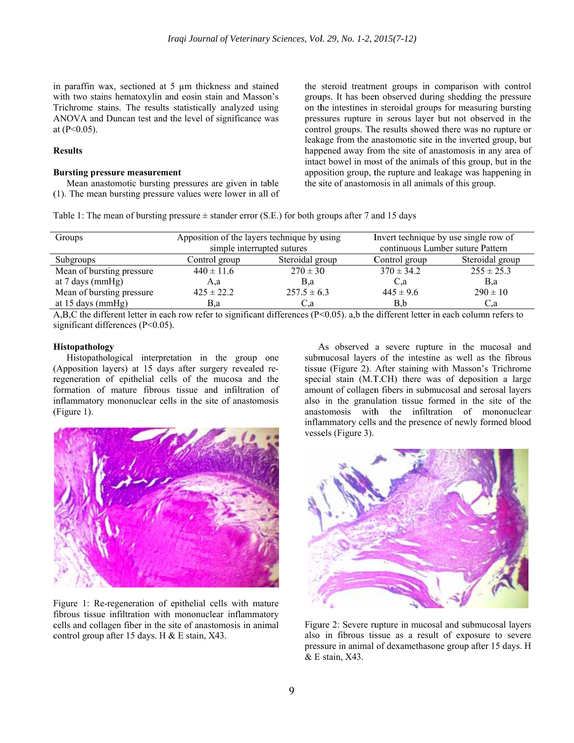in paraffin wax, sectioned at 5 µm thickness and stained with two stains hematoxylin and eosin stain and Masson's Trichrome stains. The results statistically analyzed using ANOVA and Duncan test and the level of significance was at ($P<0.05$).

## Results

### Bursting pressure measurement

Mean anastomotic bursting pressures are given in table (1). The mean bursting pressure values were lower in all of the steroid treatment groups in comparison with control groups. It has been observed during shedding the pressure on the intestines in steroidal groups for measuring bursting pressures rupture in serous layer but not observed in the control groups. The results showed there was no rupture or leakage from the anastomotic site in the inverted group, but happened away from the site of anastomosis in any area of intact bowel in most of the animals of this group, but in the apposition group, the rupture and leakage was happening in the site of anastomosis in all animals of this group.

Table 1: The mean of bursting pressure ± stander error (S.E.) for both groups after 7 and 15 days

| Groups | Apposition of the layers technique by using simple interrupted sutures | | Invert technique by use single row of continuous Lumber suture Pattern | |
|---|---|---|---|---|
| Subgroups | Control group | Steroidal group | Control group | Steroidal group |
| Mean of bursting pressure at 7 days (mmHg) | 440 ± 11.6 A,a | 270 ± 30 B,a | 370 ± 34.2 C,a | 255 ± 25.3 B,a |
| Mean of bursting pressure at 15 days (mmHg) | 425 ± 22.2 B,a | 257.5 ± 6.3 C,a | 445 ± 9.6 B,b | 290 ± 10 C,a |

A,B,C the different letter in each row refer to significant differences ($P<0.05$). a,b the different letter in each column refers to significant differences ($P<0.05$).

### Histopathology

Histopathological interpretation in the group one (Apposition layers) at 15 days after surgery revealed re-regeneration of epithelial cells of the mucosa and the formation of mature fibrous tissue and infiltration of inflammatory mononuclear cells in the site of anastomosis (Figure 1).

Figure 1: Re-regeneration of epithelial cells with mature fibrous tissue infiltration with mononuclear inflammatory cells and collagen fiber in the site of anastomosis in animal control group after 15 days. H & E stain, X43.

As observed a severe rupture in the mucosal and submucosal layers of the intestine as well as the fibrous tissue (Figure 2). After staining with Masson's Trichrome special stain (M.T.CH) there was of deposition a large amount of collagen fibers in submucosal and serosal layers also in the granulation tissue formed in the site of the anastomosis with the infiltration of mononuclear inflammatory cells and the presence of newly formed blood vessels (Figure 3).

Figure 2: Severe rupture in mucosal and submucosal layers also in fibrous tissue as a result of exposure to severe pressure in animal of dexamethasone group after 15 days. H & E stain, X43.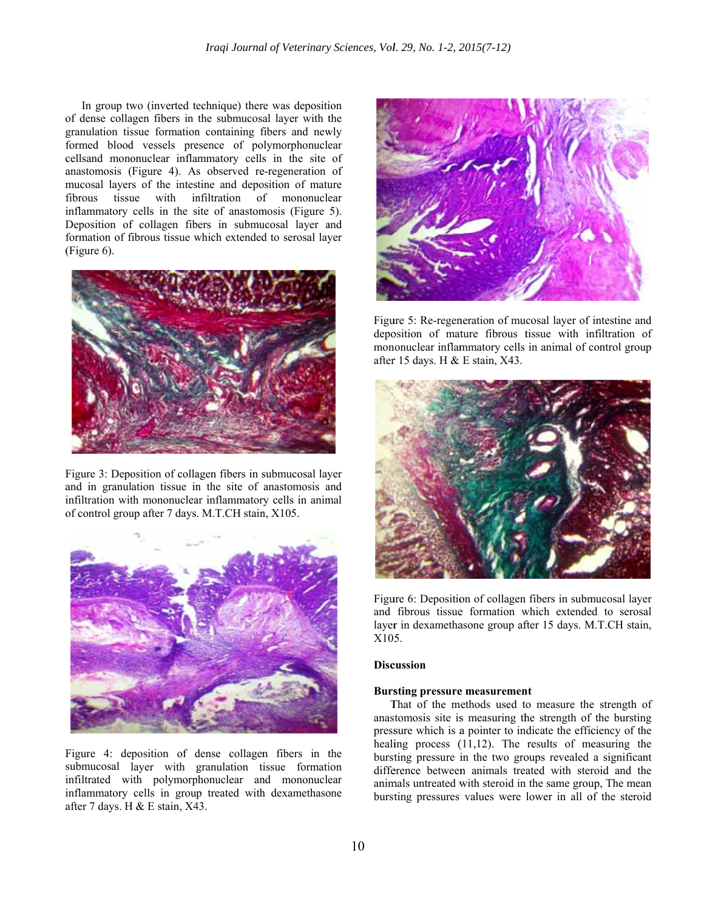In group two (inverted technique) there was deposition of dense collagen fibers in the submucosal layer with the granulation tissue formation containing fibers and newly formed blood vessels presence of polymorphonuclear cellsand mononuclear inflammatory cells in the site of anastomosis (Figure 4). As observed re-regeneration of mucosal layers of the intestine and deposition of mature fibrous tissue with infiltration of mononuclear inflammatory cells in the site of anastomosis (Figure 5). Deposition of collagen fibers in submucosal layer and formation of fibrous tissue which extended to serosal layer (Figure 6).

Figure 3: Deposition of collagen fibers in submucosal layer and in granulation tissue in the site of anastomosis and infiltration with mononuclear inflammatory cells in animal of control group after 7 days. M.T.CH stain, X105.

Figure 4: deposition of dense collagen fibers in the submucosal layer with granulation tissue formation infiltrated with polymorphonuclear and mononuclear inflammatory cells in group treated with dexamethasone after 7 days. H & E stain, X43.

Figure 5: Re-regeneration of mucosal layer of intestine and deposition of mature fibrous tissue with infiltration of mononuclear inflammatory cells in animal of control group after 15 days. H & E stain, X43.

Figure 6: Deposition of collagen fibers in submucosal layer and fibrous tissue formation which extended to serosal layer in dexamethasone group after 15 days. M.T.CH stain, X105.

## Discussion

### Bursting pressure measurement

That of the methods used to measure the strength of anastomosis site is measuring the strength of the bursting pressure which is a pointer to indicate the efficiency of the healing process (11,12). The results of measuring the bursting pressure in the two groups revealed a significant difference between animals treated with steroid and the animals untreated with steroid in the same group, The mean bursting pressures values were lower in all of the steroid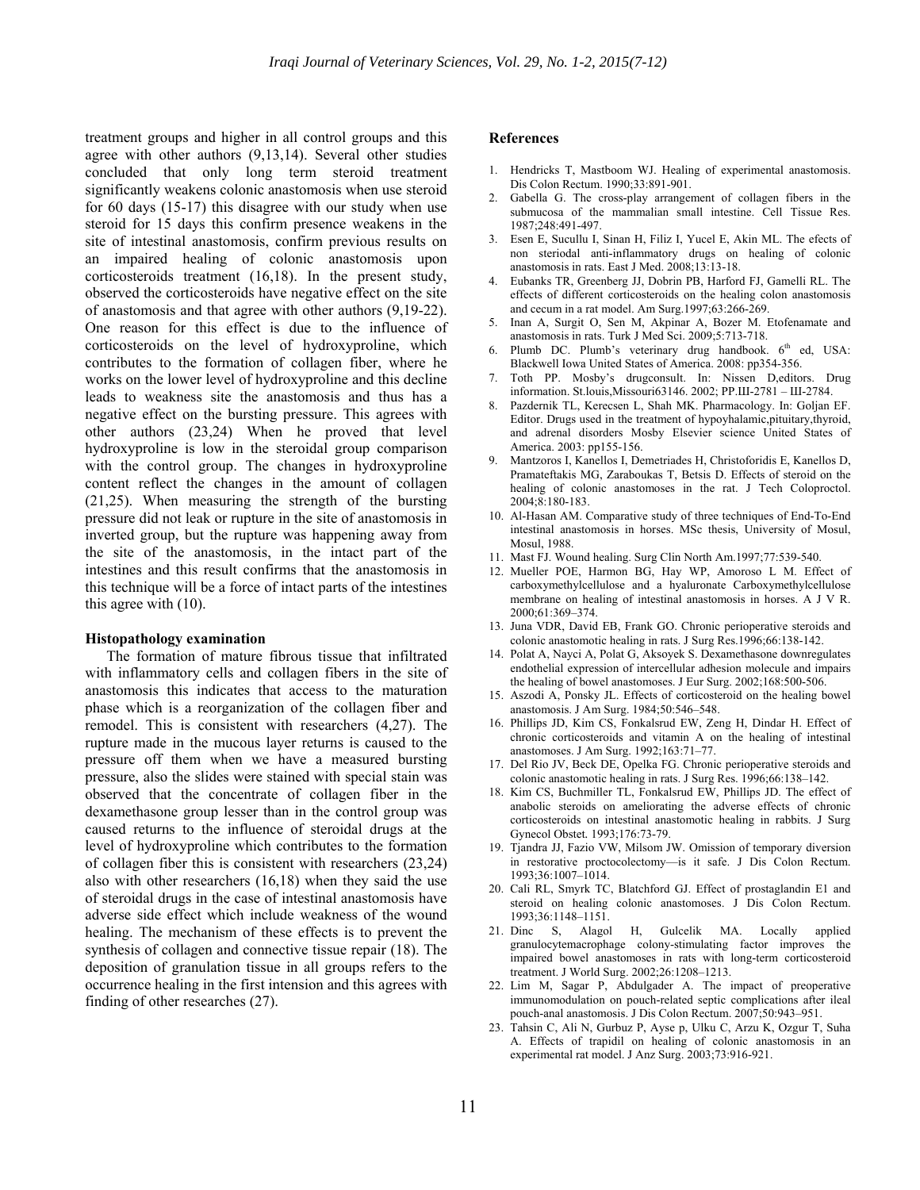treatment groups and higher in all control groups and this agree with other authors (9,13,14). Several other studies concluded that only long term steroid treatment significantly weakens colonic anastomosis when use steroid for 60 days (15-17) this disagree with our study when use steroid for 15 days this confirm presence weakens in the site of intestinal anastomosis, confirm previous results on an impaired healing of colonic anastomosis upon corticosteroids treatment (16,18). In the present study, observed the corticosteroids have negative effect on the site of anastomosis and that agree with other authors (9,19-22). One reason for this effect is due to the influence of corticosteroids on the level of hydroxyproline, which contributes to the formation of collagen fiber, where he works on the lower level of hydroxyproline and this decline leads to weakness site the anastomosis and thus has a negative effect on the bursting pressure. This agrees with other authors (23,24) When he proved that level hydroxyproline is low in the steroidal group comparison with the control group. The changes in hydroxyproline content reflect the changes in the amount of collagen (21,25). When measuring the strength of the bursting pressure did not leak or rupture in the site of anastomosis in inverted group, but the rupture was happening away from the site of the anastomosis, in the intact part of the intestines and this result confirms that the anastomosis in this technique will be a force of intact parts of the intestines this agree with (10).

#### Histopathology examination

The formation of mature fibrous tissue that infiltrated with inflammatory cells and collagen fibers in the site of anastomosis this indicates that access to the maturation phase which is a reorganization of the collagen fiber and remodel. This is consistent with researchers (4,27). The rupture made in the mucous layer returns is caused to the pressure off them when we have a measured bursting pressure, also the slides were stained with special stain was observed that the concentrate of collagen fiber in the dexamethasone group lesser than in the control group was caused returns to the influence of steroidal drugs at the level of hydroxyproline which contributes to the formation of collagen fiber this is consistent with researchers (23,24) also with other researchers (16,18) when they said the use of steroidal drugs in the case of intestinal anastomosis have adverse side effect which include weakness of the wound healing. The mechanism of these effects is to prevent the synthesis of collagen and connective tissue repair (18). The deposition of granulation tissue in all groups refers to the occurrence healing in the first intension and this agrees with finding of other researches (27).

#### References

1. Hendricks T, Mastboom WJ. Healing of experimental anastomosis. Dis Colon Rectum. 1990;33:891-901.
2. Gabella G. The cross-play arrangement of collagen fibers in the submucosa of the mammalian small intestine. Cell Tissue Res. 1987;248:491-497.
3. Esen E, Sucullu I, Sinan H, Filiz I, Yucel E, Akin ML. The efects of non steriodal anti-inflammatory drugs on healing of colonic anastomosis in rats. East J Med. 2008;13:13-18.
4. Eubanks TR, Greenberg JJ, Dobrin PB, Harford FJ, Gamelli RL. The effects of different corticosteroids on the healing colon anastomosis and cecum in a rat model. Am Surg.1997;63:266-269.
5. Inan A, Surgit O, Sen M, Akpinar A, Bozer M. Etofenamate and anastomosis in rats. Turk J Med Sci. 2009;5:713-718.
6. Plumb DC. Plumb's veterinary drug handbook. 6th ed, USA: Blackwell Iowa United States of America. 2008: pp354-356.
7. Toth PP. Mosby's drugconsult. In: Nissen D,editors. Drug information. St.louis,Missouri63146. 2002; PP.III-2781 – III-2784.
8. Pazdernik TL, Kerecsen L, Shah MK. Pharmacology. In: Goljan EF. Editor. Drugs used in the treatment of hypoyhalamic,pituitary,thyroid, and adrenal disorders Mosby Elsevier science United States of America. 2003: pp155-156.
9. Mantzoros I, Kanellos I, Demetriades H, Christoforidis E, Kanellos D, Pramateftakis MG, Zaraboukas T, Betsis D. Effects of steroid on the healing of colonic anastomoses in the rat. J Tech Coloproctol. 2004;8:180-183.
10. Al-Hasan AM. Comparative study of three techniques of End-To-End intestinal anastomosis in horses. MSc thesis, University of Mosul, Mosul, 1988.
11. Mast FJ. Wound healing. Surg Clin North Am.1997;77:539-540.
12. Mueller POE, Harmon BG, Hay WP, Amoroso L M. Effect of carboxymethylcellulose and a hyaluronate Carboxymethylcellulose membrane on healing of intestinal anastomosis in horses. A J V R. 2000;61:369–374.
13. Juna VDR, David EB, Frank GO. Chronic perioperative steroids and colonic anastomotic healing in rats. J Surg Res.1996;66:138-142.
14. Polat A, Nayci A, Polat G, Aksoyek S. Dexamethasone downregulates endothelial expression of intercellular adhesion molecule and impairs the healing of bowel anastomoses. J Eur Surg. 2002;168:500-506.
15. Aszodi A, Ponsky JL. Effects of corticosteroid on the healing bowel anastomosis. J Am Surg. 1984;50:546–548.
16. Phillips JD, Kim CS, Fonkalsrud EW, Zeng H, Dindar H. Effect of chronic corticosteroids and vitamin A on the healing of intestinal anastomoses. J Am Surg. 1992;163:71–77.
17. Del Rio JV, Beck DE, Opelka FG. Chronic perioperative steroids and colonic anastomotic healing in rats. J Surg Res. 1996;66:138–142.
18. Kim CS, Buchmiller TL, Fonkalsrud EW, Phillips JD. The effect of anabolic steroids on ameliorating the adverse effects of chronic corticosteroids on intestinal anastomotic healing in rabbits. J Surg Gynecol Obstet. 1993;176:73-79.
19. Tjandra JJ, Fazio VW, Milsom JW. Omission of temporary diversion in restorative proctocolectomy—is it safe. J Dis Colon Rectum. 1993;36:1007–1014.
20. Cali RL, Smyrk TC, Blatchford GJ. Effect of prostaglandin E1 and steroid on healing colonic anastomoses. J Dis Colon Rectum. 1993;36:1148–1151.
21. Dinc S, Alagol H, Gulcelik MA. Locally applied granulocytemacrophage colony-stimulating factor improves the impaired bowel anastomoses in rats with long-term corticosteroid treatment. J World Surg. 2002;26:1208–1213.
22. Lim M, Sagar P, Abdulgader A. The impact of preoperative immunomodulation on pouch-related septic complications after ileal pouch-anal anastomosis. J Dis Colon Rectum. 2007;50:943–951.
23. Tahsin C, Ali N, Gurbuz P, Ayse p, Ulku C, Arzu K, Ozgur T, Suha A. Effects of trapidil on healing of colonic anastomosis in an experimental rat model. J Anz Surg. 2003;73:916-921.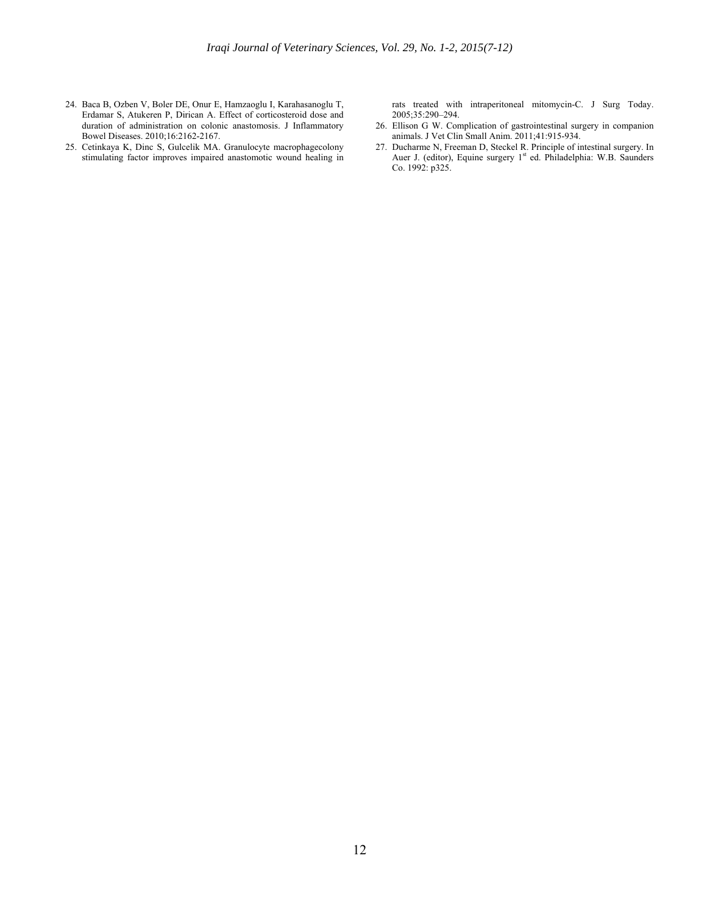24. Baca B, Ozben V, Boler DE, Onur E, Hamzaoglu I, Karahasanoglu T, Erdamar S, Atukeren P, Dirican A. Effect of corticosteroid dose and duration of administration on colonic anastomosis. J Inflammatory Bowel Diseases. 2010;16:2162-2167.
25. Cetinkaya K, Dinc S, Gulcelik MA. Granulocyte macrophagecolony stimulating factor improves impaired anastomotic wound healing in rats treated with intraperitoneal mitomycin-C. J Surg Today. 2005;35:290–294.
26. Ellison G W. Complication of gastrointestinal surgery in companion animals. J Vet Clin Small Anim. 2011;41:915-934.
27. Ducharme N, Freeman D, Steckel R. Principle of intestinal surgery. In Auer J. (editor), Equine surgery 1st ed. Philadelphia: W.B. Saunders Co. 1992: p325.